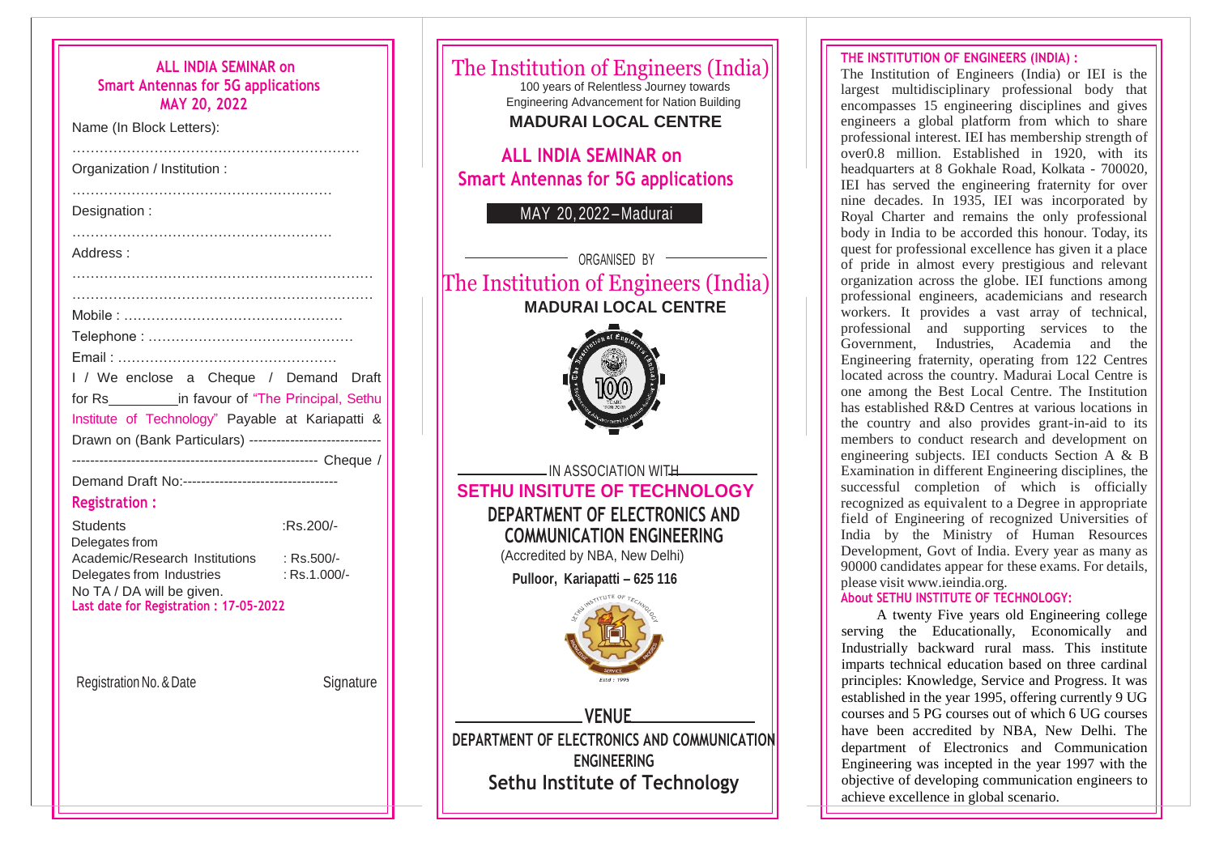## ALL INDIA SEMINAR on Smart Antennas for 5G applications
## MAY 20, 2022

Name (In Block Letters):

…………………………………………………………

Organization / Institution :

…………………………………………………

Designation :

…………………………………………………

Address :

……………………………………………………………

……………………………………………………………

Mobile : …………………………………………

Telephone : ………………………………………

Email : …………………………………………

I / We enclose a Cheque / Demand Draft for Rs\_\_\_\_\_\_\_\_\_in favour of "The Principal, Sethu Institute of Technology" Payable at Kariapatti & Drawn on (Bank Particulars) ----------------------------- ------------------------------------------------------- Cheque / Demand Draft No:----------------------------------

### Registration :

| | |
|---|---|
| Students | :Rs.200/- |
| Delegates from Academic/Research Institutions | : Rs.500/- |
| Delegates from Industries | : Rs.1.000/- |

No TA / DA will be given.

**Last date for Registration : 17-05-2022**

Registration No. & Date          Signature

# The Institution of Engineers (India)

100 years of Relentless Journey towards Engineering Advancement for Nation Building

**MADURAI LOCAL CENTRE**

## ALL INDIA SEMINAR on Smart Antennas for 5G applications

MAY 20, 2022 – Madurai

ORGANISED BY

# The Institution of Engineers (India)

**MADURAI LOCAL CENTRE**

IN ASSOCIATION WITH

## SETHU INSITUTE OF TECHNOLOGY

### DEPARTMENT OF ELECTRONICS AND COMMUNICATION ENGINEERING

(Accredited by NBA, New Delhi)

**Pulloor, Kariapatti – 625 116**

### VENUE

**DEPARTMENT OF ELECTRONICS AND COMMUNICATION ENGINEERING**

**Sethu Institute of Technology**

### THE INSTITUTION OF ENGINEERS (INDIA) :

The Institution of Engineers (India) or IEI is the largest multidisciplinary professional body that encompasses 15 engineering disciplines and gives engineers a global platform from which to share professional interest. IEI has membership strength of over0.8 million. Established in 1920, with its headquarters at 8 Gokhale Road, Kolkata - 700020, IEI has served the engineering fraternity for over nine decades. In 1935, IEI was incorporated by Royal Charter and remains the only professional body in India to be accorded this honour. Today, its quest for professional excellence has given it a place of pride in almost every prestigious and relevant organization across the globe. IEI functions among professional engineers, academicians and research workers. It provides a vast array of technical, professional and supporting services to the Government, Industries, Academia and the Engineering fraternity, operating from 122 Centres located across the country. Madurai Local Centre is one among the Best Local Centre. The Institution has established R&D Centres at various locations in the country and also provides grant-in-aid to its members to conduct research and development on engineering subjects. IEI conducts Section A & B Examination in different Engineering disciplines, the successful completion of which is officially recognized as equivalent to a Degree in appropriate field of Engineering of recognized Universities of India by the Ministry of Human Resources Development, Govt of India. Every year as many as 90000 candidates appear for these exams. For details, please visit www.ieindia.org.

### About SETHU INSTITUTE OF TECHNOLOGY:

A twenty Five years old Engineering college serving the Educationally, Economically and Industrially backward rural mass. This institute imparts technical education based on three cardinal principles: Knowledge, Service and Progress. It was established in the year 1995, offering currently 9 UG courses and 5 PG courses out of which 6 UG courses have been accredited by NBA, New Delhi. The department of Electronics and Communication Engineering was incepted in the year 1997 with the objective of developing communication engineers to achieve excellence in global scenario.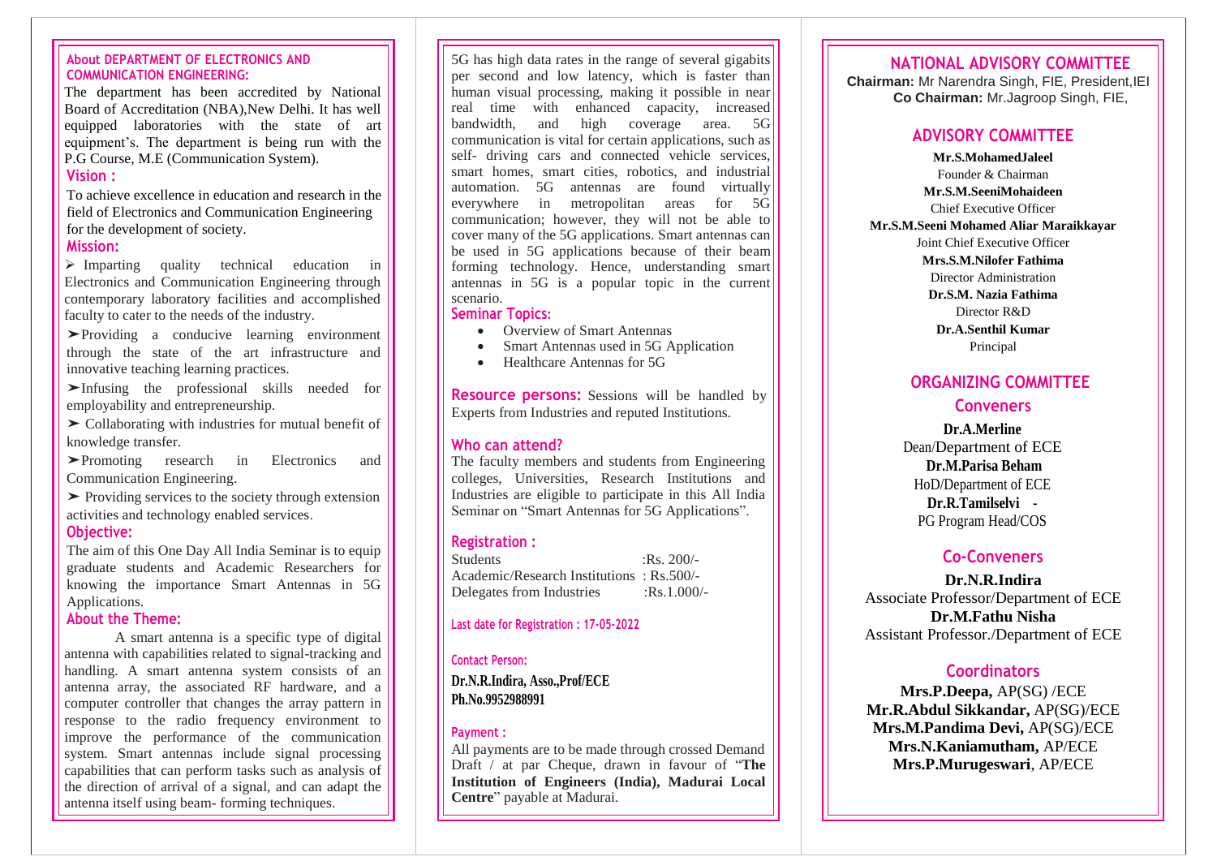## About DEPARTMENT OF ELECTRONICS AND COMMUNICATION ENGINEERING:

The department has been accredited by National Board of Accreditation (NBA),New Delhi. It has well equipped laboratories with the state of art equipment's. The department is being run with the P.G Course, M.E (Communication System).

## Vision :

To achieve excellence in education and research in the field of Electronics and Communication Engineering for the development of society.

## Mission:

- Imparting quality technical education in Electronics and Communication Engineering through contemporary laboratory facilities and accomplished faculty to cater to the needs of the industry.
- Providing a conducive learning environment through the state of the art infrastructure and innovative teaching learning practices.
- Infusing the professional skills needed for employability and entrepreneurship.
- Collaborating with industries for mutual benefit of knowledge transfer.
- Promoting research in Electronics and Communication Engineering.
- Providing services to the society through extension activities and technology enabled services.

## Objective:

The aim of this One Day All India Seminar is to equip graduate students and Academic Researchers for knowing the importance Smart Antennas in 5G Applications.

## About the Theme:

A smart antenna is a specific type of digital antenna with capabilities related to signal-tracking and handling. A smart antenna system consists of an antenna array, the associated RF hardware, and a computer controller that changes the array pattern in response to the radio frequency environment to improve the performance of the communication system. Smart antennas include signal processing capabilities that can perform tasks such as analysis of the direction of arrival of a signal, and can adapt the antenna itself using beam- forming techniques.

5G has high data rates in the range of several gigabits per second and low latency, which is faster than human visual processing, making it possible in near real time with enhanced capacity, increased bandwidth, and high coverage area. 5G communication is vital for certain applications, such as self- driving cars and connected vehicle services, smart homes, smart cities, robotics, and industrial automation. 5G antennas are found virtually everywhere in metropolitan areas for 5G communication; however, they will not be able to cover many of the 5G applications. Smart antennas can be used in 5G applications because of their beam forming technology. Hence, understanding smart antennas in 5G is a popular topic in the current scenario.

## Seminar Topics:

- Overview of Smart Antennas
- Smart Antennas used in 5G Application
- Healthcare Antennas for 5G

**Resource persons:** Sessions will be handled by Experts from Industries and reputed Institutions.

## Who can attend?

The faculty members and students from Engineering colleges, Universities, Research Institutions and Industries are eligible to participate in this All India Seminar on "Smart Antennas for 5G Applications".

## Registration :

| | |
|---|---|
| Students | :Rs. 200/- |
| Academic/Research Institutions | : Rs.500/- |
| Delegates from Industries | :Rs.1.000/- |

**Last date for Registration : 17-05-2022**

**Contact Person:**

**Dr.N.R.Indira, Asso.,Prof/ECE**
**Ph.No.9952988991**

## Payment :

All payments are to be made through crossed Demand Draft / at par Cheque, drawn in favour of "**The Institution of Engineers (India), Madurai Local Centre**" payable at Madurai.

## NATIONAL ADVISORY COMMITTEE

**Chairman:** Mr Narendra Singh, FIE, President,IEI
**Co Chairman:** Mr.Jagroop Singh, FIE,

## ADVISORY COMMITTEE

**Mr.S.MohamedJaleel**
Founder & Chairman

**Mr.S.M.SeeniMohaideen**
Chief Executive Officer

**Mr.S.M.Seeni Mohamed Aliar Maraikkayar**
Joint Chief Executive Officer

**Mrs.S.M.Nilofer Fathima**
Director Administration

**Dr.S.M. Nazia Fathima**
Director R&D

**Dr.A.Senthil Kumar**
Principal

## ORGANIZING COMMITTEE

### Conveners

**Dr.A.Merline**
Dean/Department of ECE

**Dr.M.Parisa Beham**
HoD/Department of ECE

**Dr.R.Tamilselvi -**
PG Program Head/COS

### Co-Conveners

**Dr.N.R.Indira**
Associate Professor/Department of ECE

**Dr.M.Fathu Nisha**
Assistant Professor./Department of ECE

### Coordinators

**Mrs.P.Deepa,** AP(SG) /ECE
**Mr.R.Abdul Sikkandar,** AP(SG)/ECE
**Mrs.M.Pandima Devi,** AP(SG)/ECE
**Mrs.N.Kaniamutham,** AP/ECE
**Mrs.P.Murugeswari**, AP/ECE